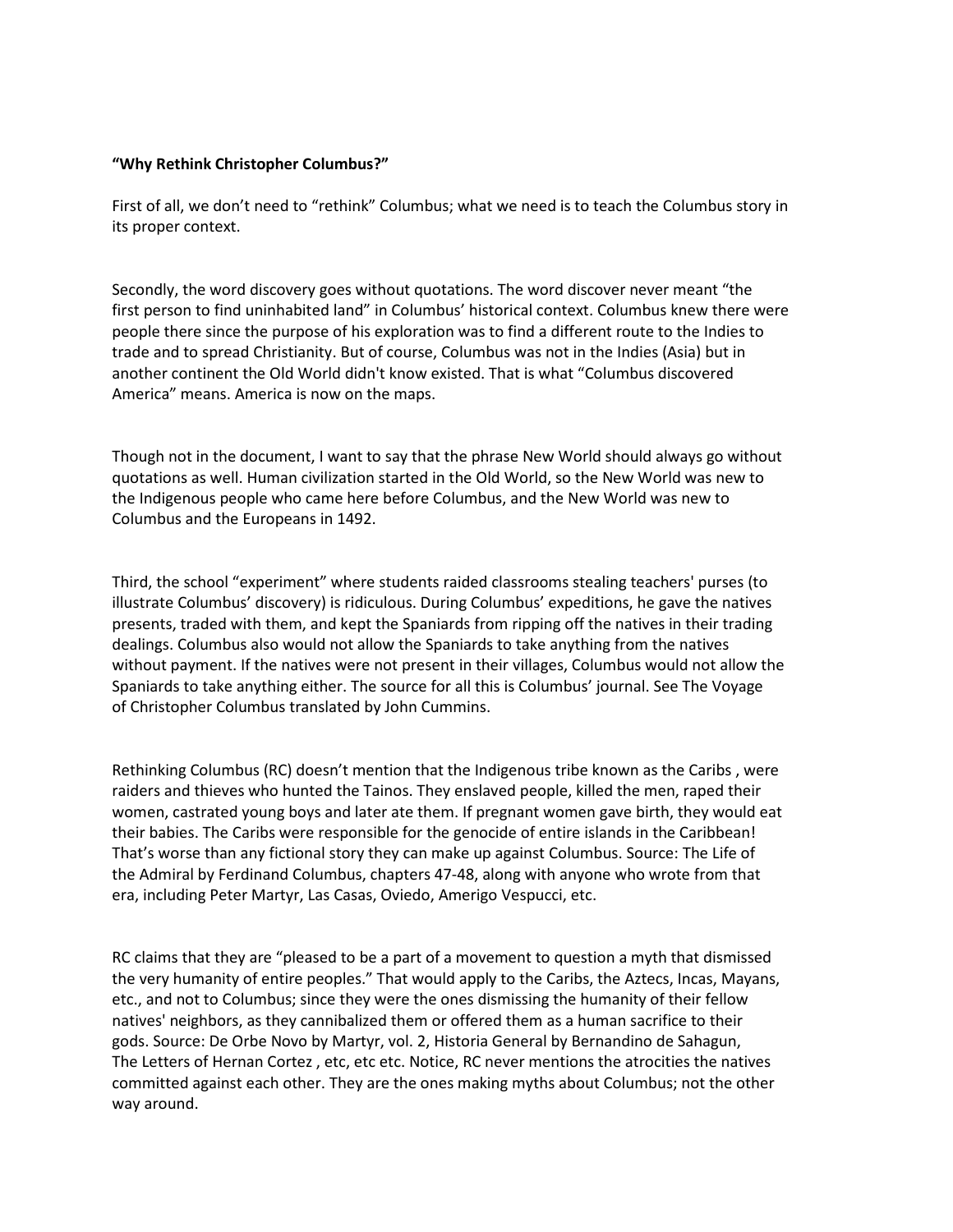**“Why Rethink Christopher Columbus?”**

First of all, we don’t need to “rethink” Columbus; what we need is to teach the Columbus story in its proper context.

Secondly, the word discovery goes without quotations. The word discover never meant “the first person to find uninhabited land” in Columbus’ historical context. Columbus knew there were people there since the purpose of his exploration was to find a different route to the Indies to trade and to spread Christianity. But of course, Columbus was not in the Indies (Asia) but in another continent the Old World didn't know existed. That is what “Columbus discovered America” means. America is now on the maps.

Though not in the document, I want to say that the phrase New World should always go without quotations as well. Human civilization started in the Old World, so the New World was new to the Indigenous people who came here before Columbus, and the New World was new to Columbus and the Europeans in 1492.

Third, the school “experiment” where students raided classrooms stealing teachers' purses (to illustrate Columbus’ discovery) is ridiculous. During Columbus’ expeditions, he gave the natives presents, traded with them, and kept the Spaniards from ripping off the natives in their trading dealings. Columbus also would not allow the Spaniards to take anything from the natives without payment. If the natives were not present in their villages, Columbus would not allow the Spaniards to take anything either. The source for all this is Columbus’ journal. See The Voyage of Christopher Columbus translated by John Cummins.

Rethinking Columbus (RC) doesn’t mention that the Indigenous tribe known as the Caribs , were raiders and thieves who hunted the Tainos. They enslaved people, killed the men, raped their women, castrated young boys and later ate them. If pregnant women gave birth, they would eat their babies. The Caribs were responsible for the genocide of entire islands in the Caribbean! That’s worse than any fictional story they can make up against Columbus. Source: The Life of the Admiral by Ferdinand Columbus, chapters 47-48, along with anyone who wrote from that era, including Peter Martyr, Las Casas, Oviedo, Amerigo Vespucci, etc.

RC claims that they are “pleased to be a part of a movement to question a myth that dismissed the very humanity of entire peoples.” That would apply to the Caribs, the Aztecs, Incas, Mayans, etc., and not to Columbus; since they were the ones dismissing the humanity of their fellow natives' neighbors, as they cannibalized them or offered them as a human sacrifice to their gods. Source: De Orbe Novo by Martyr, vol. 2, Historia General by Bernandino de Sahagun, The Letters of Hernan Cortez , etc, etc etc. Notice, RC never mentions the atrocities the natives committed against each other. They are the ones making myths about Columbus; not the other way around.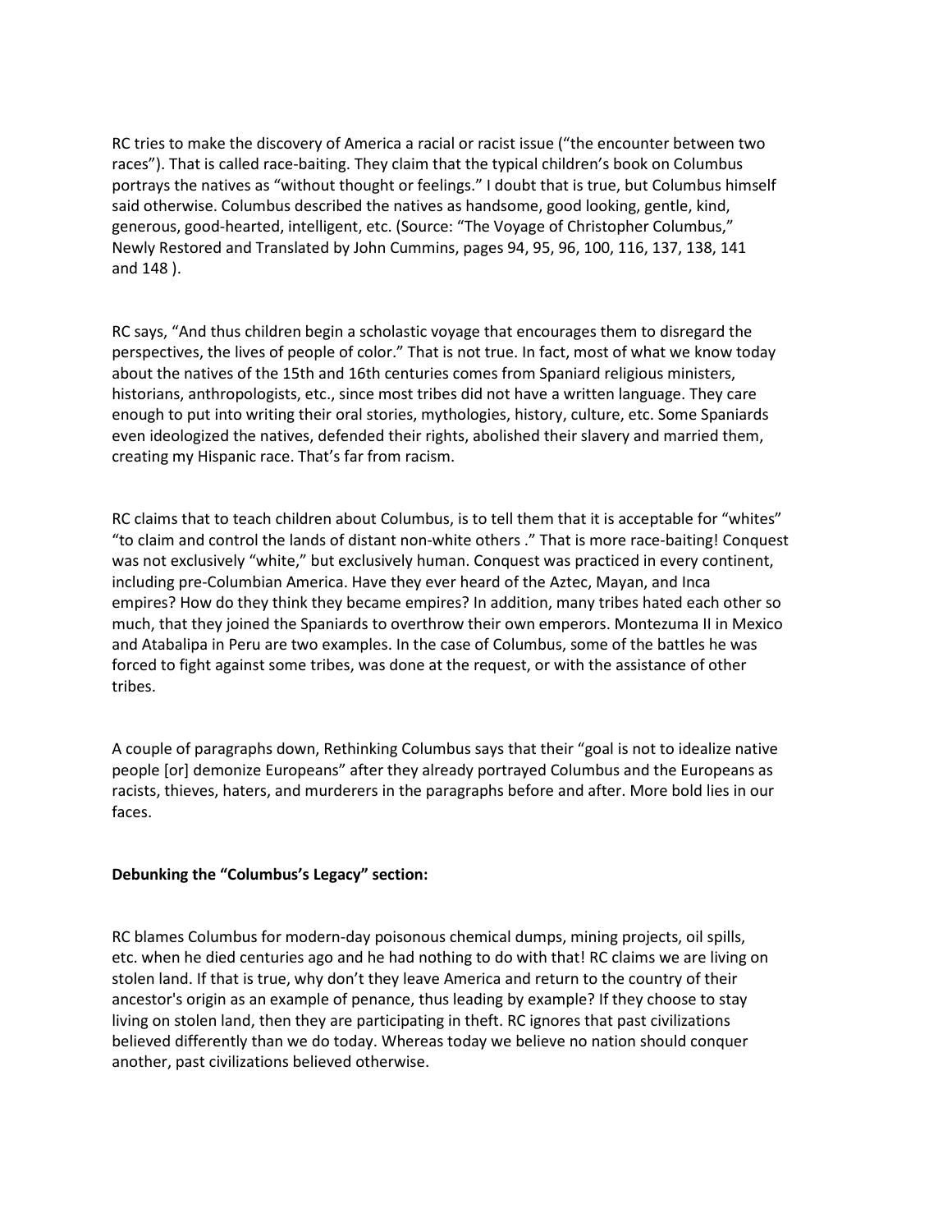RC tries to make the discovery of America a racial or racist issue ("the encounter between two races"). That is called race-baiting. They claim that the typical children's book on Columbus portrays the natives as "without thought or feelings." I doubt that is true, but Columbus himself said otherwise. Columbus described the natives as handsome, good looking, gentle, kind, generous, good-hearted, intelligent, etc. (Source: "The Voyage of Christopher Columbus," Newly Restored and Translated by John Cummins, pages 94, 95, 96, 100, 116, 137, 138, 141 and 148 ).

RC says, "And thus children begin a scholastic voyage that encourages them to disregard the perspectives, the lives of people of color." That is not true. In fact, most of what we know today about the natives of the 15th and 16th centuries comes from Spaniard religious ministers, historians, anthropologists, etc., since most tribes did not have a written language. They care enough to put into writing their oral stories, mythologies, history, culture, etc. Some Spaniards even ideologized the natives, defended their rights, abolished their slavery and married them, creating my Hispanic race. That's far from racism.

RC claims that to teach children about Columbus, is to tell them that it is acceptable for "whites" "to claim and control the lands of distant non-white others ." That is more race-baiting! Conquest was not exclusively "white," but exclusively human. Conquest was practiced in every continent, including pre-Columbian America. Have they ever heard of the Aztec, Mayan, and Inca empires? How do they think they became empires? In addition, many tribes hated each other so much, that they joined the Spaniards to overthrow their own emperors. Montezuma II in Mexico and Atabalipa in Peru are two examples. In the case of Columbus, some of the battles he was forced to fight against some tribes, was done at the request, or with the assistance of other tribes.

A couple of paragraphs down, Rethinking Columbus says that their "goal is not to idealize native people [or] demonize Europeans" after they already portrayed Columbus and the Europeans as racists, thieves, haters, and murderers in the paragraphs before and after. More bold lies in our faces.

**Debunking the "Columbus's Legacy" section:**

RC blames Columbus for modern-day poisonous chemical dumps, mining projects, oil spills, etc. when he died centuries ago and he had nothing to do with that! RC claims we are living on stolen land. If that is true, why don't they leave America and return to the country of their ancestor's origin as an example of penance, thus leading by example? If they choose to stay living on stolen land, then they are participating in theft. RC ignores that past civilizations believed differently than we do today. Whereas today we believe no nation should conquer another, past civilizations believed otherwise.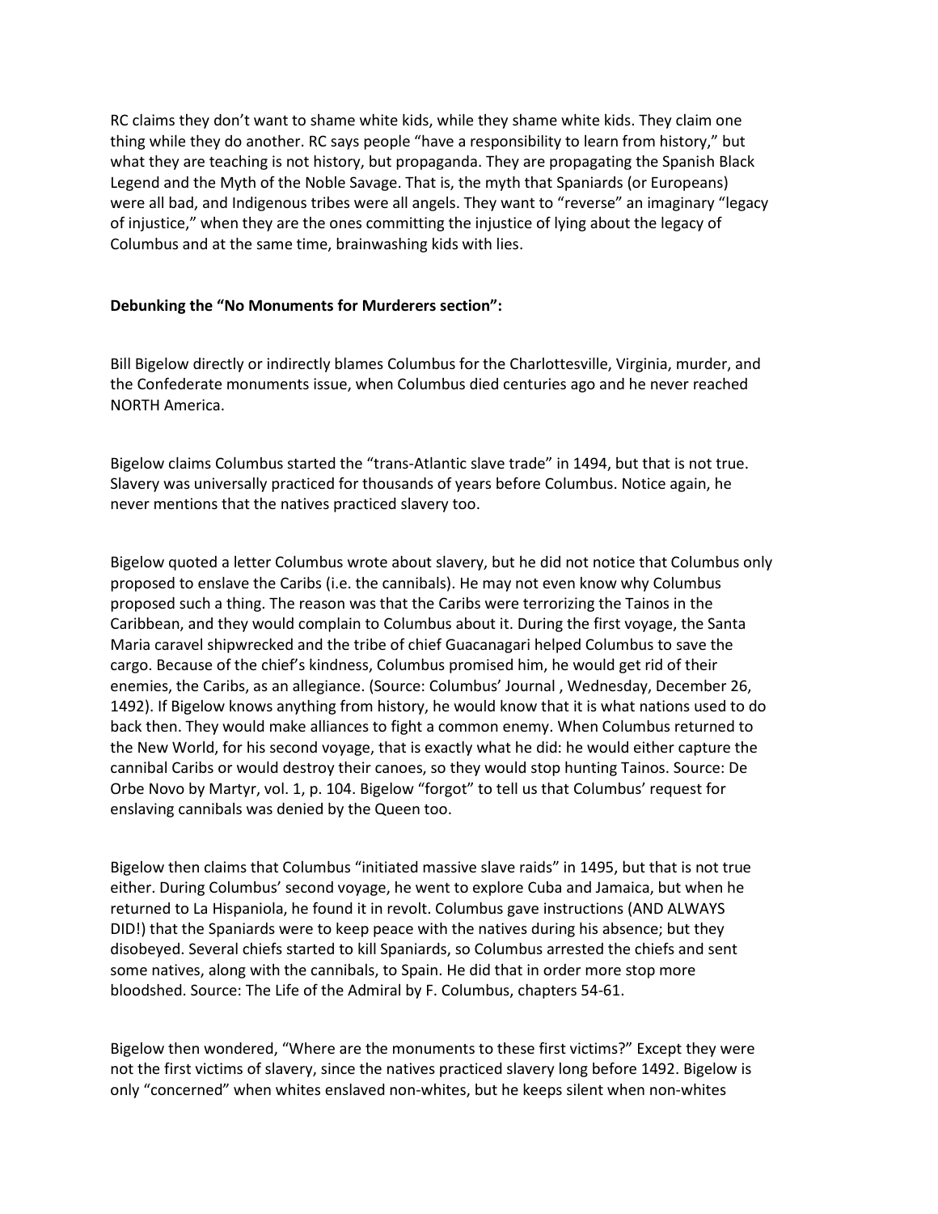RC claims they don't want to shame white kids, while they shame white kids. They claim one thing while they do another. RC says people "have a responsibility to learn from history," but what they are teaching is not history, but propaganda. They are propagating the Spanish Black Legend and the Myth of the Noble Savage. That is, the myth that Spaniards (or Europeans) were all bad, and Indigenous tribes were all angels. They want to "reverse" an imaginary "legacy of injustice," when they are the ones committing the injustice of lying about the legacy of Columbus and at the same time, brainwashing kids with lies.

**Debunking the "No Monuments for Murderers section":**

Bill Bigelow directly or indirectly blames Columbus for the Charlottesville, Virginia, murder, and the Confederate monuments issue, when Columbus died centuries ago and he never reached NORTH America.

Bigelow claims Columbus started the "trans-Atlantic slave trade" in 1494, but that is not true. Slavery was universally practiced for thousands of years before Columbus. Notice again, he never mentions that the natives practiced slavery too.

Bigelow quoted a letter Columbus wrote about slavery, but he did not notice that Columbus only proposed to enslave the Caribs (i.e. the cannibals). He may not even know why Columbus proposed such a thing. The reason was that the Caribs were terrorizing the Tainos in the Caribbean, and they would complain to Columbus about it. During the first voyage, the Santa Maria caravel shipwrecked and the tribe of chief Guacanagari helped Columbus to save the cargo. Because of the chief's kindness, Columbus promised him, he would get rid of their enemies, the Caribs, as an allegiance. (Source: Columbus' Journal , Wednesday, December 26, 1492). If Bigelow knows anything from history, he would know that it is what nations used to do back then. They would make alliances to fight a common enemy. When Columbus returned to the New World, for his second voyage, that is exactly what he did: he would either capture the cannibal Caribs or would destroy their canoes, so they would stop hunting Tainos. Source: De Orbe Novo by Martyr, vol. 1, p. 104. Bigelow "forgot" to tell us that Columbus' request for enslaving cannibals was denied by the Queen too.

Bigelow then claims that Columbus "initiated massive slave raids" in 1495, but that is not true either. During Columbus' second voyage, he went to explore Cuba and Jamaica, but when he returned to La Hispaniola, he found it in revolt. Columbus gave instructions (AND ALWAYS DID!) that the Spaniards were to keep peace with the natives during his absence; but they disobeyed. Several chiefs started to kill Spaniards, so Columbus arrested the chiefs and sent some natives, along with the cannibals, to Spain. He did that in order more stop more bloodshed. Source: The Life of the Admiral by F. Columbus, chapters 54-61.

Bigelow then wondered, "Where are the monuments to these first victims?" Except they were not the first victims of slavery, since the natives practiced slavery long before 1492. Bigelow is only "concerned" when whites enslaved non-whites, but he keeps silent when non-whites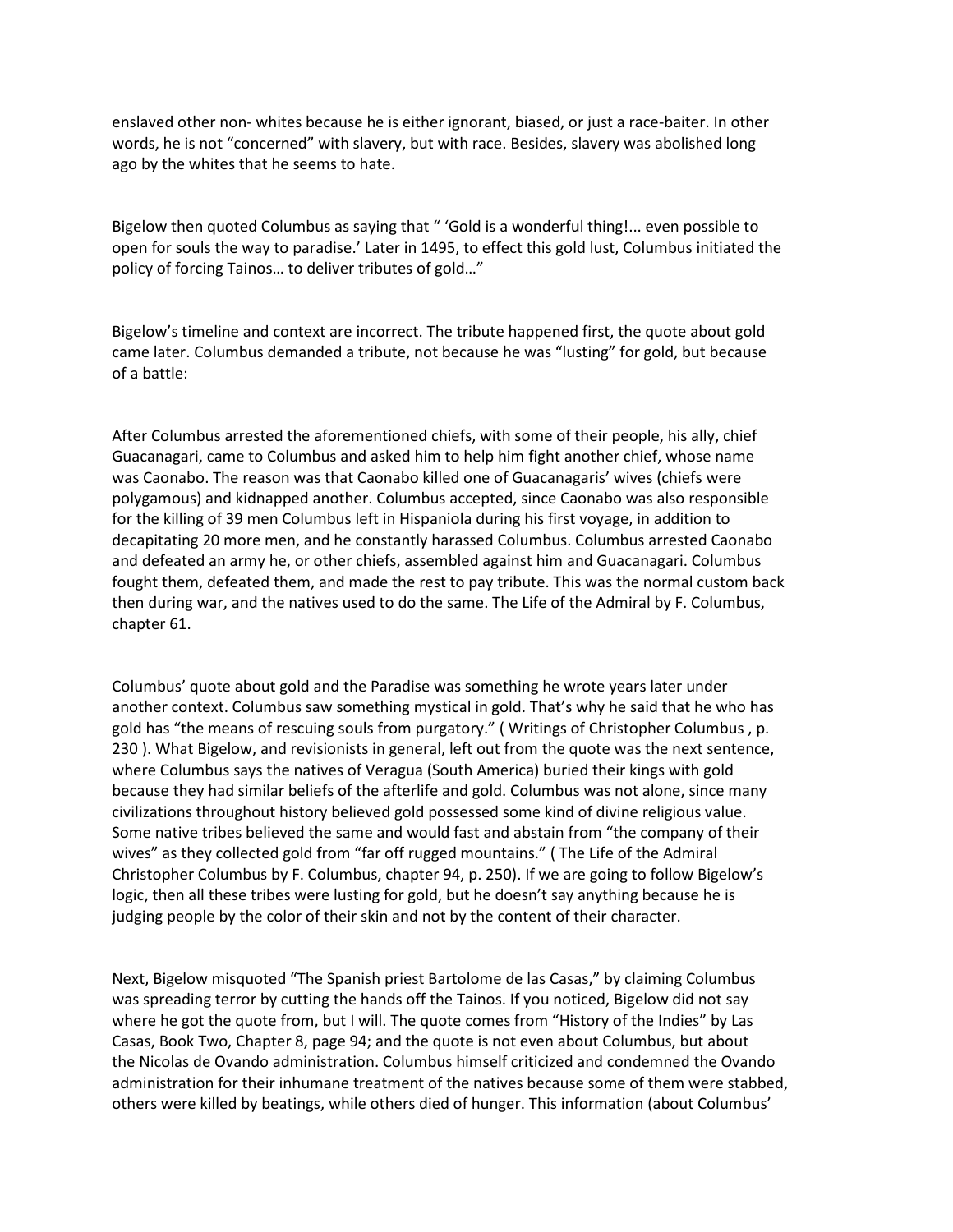enslaved other non- whites because he is either ignorant, biased, or just a race-baiter. In other words, he is not "concerned" with slavery, but with race. Besides, slavery was abolished long ago by the whites that he seems to hate.

Bigelow then quoted Columbus as saying that " 'Gold is a wonderful thing!... even possible to open for souls the way to paradise.' Later in 1495, to effect this gold lust, Columbus initiated the policy of forcing Tainos… to deliver tributes of gold…"

Bigelow's timeline and context are incorrect. The tribute happened first, the quote about gold came later. Columbus demanded a tribute, not because he was "lusting" for gold, but because of a battle:

After Columbus arrested the aforementioned chiefs, with some of their people, his ally, chief Guacanagari, came to Columbus and asked him to help him fight another chief, whose name was Caonabo. The reason was that Caonabo killed one of Guacanagaris' wives (chiefs were polygamous) and kidnapped another. Columbus accepted, since Caonabo was also responsible for the killing of 39 men Columbus left in Hispaniola during his first voyage, in addition to decapitating 20 more men, and he constantly harassed Columbus. Columbus arrested Caonabo and defeated an army he, or other chiefs, assembled against him and Guacanagari. Columbus fought them, defeated them, and made the rest to pay tribute. This was the normal custom back then during war, and the natives used to do the same. The Life of the Admiral by F. Columbus, chapter 61.

Columbus' quote about gold and the Paradise was something he wrote years later under another context. Columbus saw something mystical in gold. That's why he said that he who has gold has "the means of rescuing souls from purgatory." ( Writings of Christopher Columbus , p. 230 ). What Bigelow, and revisionists in general, left out from the quote was the next sentence, where Columbus says the natives of Veragua (South America) buried their kings with gold because they had similar beliefs of the afterlife and gold. Columbus was not alone, since many civilizations throughout history believed gold possessed some kind of divine religious value. Some native tribes believed the same and would fast and abstain from "the company of their wives" as they collected gold from "far off rugged mountains." ( The Life of the Admiral Christopher Columbus by F. Columbus, chapter 94, p. 250). If we are going to follow Bigelow's logic, then all these tribes were lusting for gold, but he doesn't say anything because he is judging people by the color of their skin and not by the content of their character.

Next, Bigelow misquoted "The Spanish priest Bartolome de las Casas," by claiming Columbus was spreading terror by cutting the hands off the Tainos. If you noticed, Bigelow did not say where he got the quote from, but I will. The quote comes from "History of the Indies" by Las Casas, Book Two, Chapter 8, page 94; and the quote is not even about Columbus, but about the Nicolas de Ovando administration. Columbus himself criticized and condemned the Ovando administration for their inhumane treatment of the natives because some of them were stabbed, others were killed by beatings, while others died of hunger. This information (about Columbus'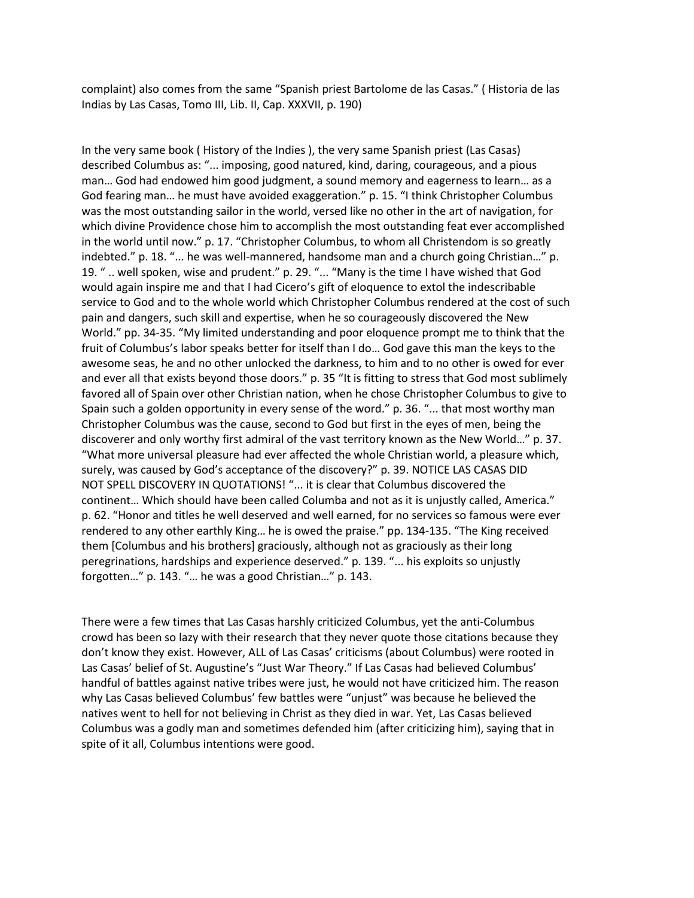complaint) also comes from the same "Spanish priest Bartolome de las Casas." ( Historia de las Indias by Las Casas, Tomo III, Lib. II, Cap. XXXVII, p. 190)

In the very same book ( History of the Indies ), the very same Spanish priest (Las Casas) described Columbus as: "... imposing, good natured, kind, daring, courageous, and a pious man… God had endowed him good judgment, a sound memory and eagerness to learn… as a God fearing man… he must have avoided exaggeration." p. 15. "I think Christopher Columbus was the most outstanding sailor in the world, versed like no other in the art of navigation, for which divine Providence chose him to accomplish the most outstanding feat ever accomplished in the world until now." p. 17. "Christopher Columbus, to whom all Christendom is so greatly indebted." p. 18. "... he was well-mannered, handsome man and a church going Christian…" p. 19. " .. well spoken, wise and prudent." p. 29. "... "Many is the time I have wished that God would again inspire me and that I had Cicero's gift of eloquence to extol the indescribable service to God and to the whole world which Christopher Columbus rendered at the cost of such pain and dangers, such skill and expertise, when he so courageously discovered the New World." pp. 34-35. "My limited understanding and poor eloquence prompt me to think that the fruit of Columbus's labor speaks better for itself than I do… God gave this man the keys to the awesome seas, he and no other unlocked the darkness, to him and to no other is owed for ever and ever all that exists beyond those doors." p. 35 "It is fitting to stress that God most sublimely favored all of Spain over other Christian nation, when he chose Christopher Columbus to give to Spain such a golden opportunity in every sense of the word." p. 36. "... that most worthy man Christopher Columbus was the cause, second to God but first in the eyes of men, being the discoverer and only worthy first admiral of the vast territory known as the New World…" p. 37. "What more universal pleasure had ever affected the whole Christian world, a pleasure which, surely, was caused by God's acceptance of the discovery?" p. 39. NOTICE LAS CASAS DID NOT SPELL DISCOVERY IN QUOTATIONS! "... it is clear that Columbus discovered the continent… Which should have been called Columba and not as it is unjustly called, America." p. 62. "Honor and titles he well deserved and well earned, for no services so famous were ever rendered to any other earthly King… he is owed the praise." pp. 134-135. "The King received them [Columbus and his brothers] graciously, although not as graciously as their long peregrinations, hardships and experience deserved." p. 139. "... his exploits so unjustly forgotten…" p. 143. "… he was a good Christian…" p. 143.

There were a few times that Las Casas harshly criticized Columbus, yet the anti-Columbus crowd has been so lazy with their research that they never quote those citations because they don't know they exist. However, ALL of Las Casas' criticisms (about Columbus) were rooted in Las Casas' belief of St. Augustine's "Just War Theory." If Las Casas had believed Columbus' handful of battles against native tribes were just, he would not have criticized him. The reason why Las Casas believed Columbus' few battles were "unjust" was because he believed the natives went to hell for not believing in Christ as they died in war. Yet, Las Casas believed Columbus was a godly man and sometimes defended him (after criticizing him), saying that in spite of it all, Columbus intentions were good.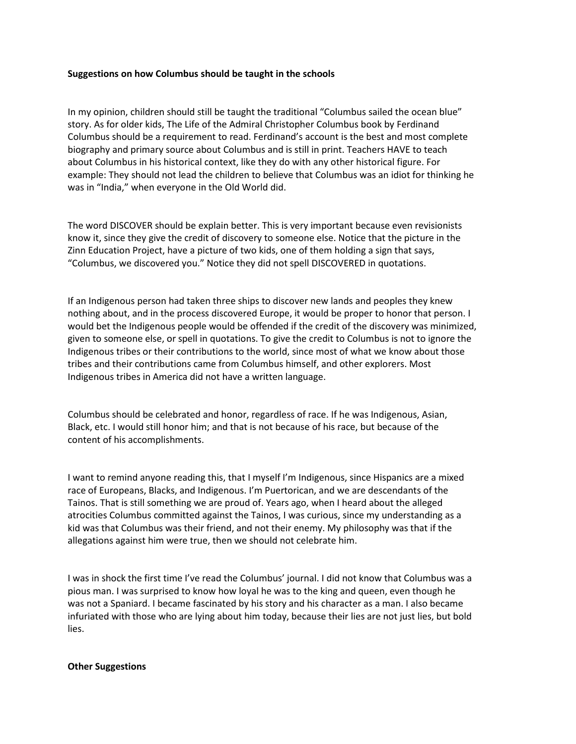**Suggestions on how Columbus should be taught in the schools**

In my opinion, children should still be taught the traditional "Columbus sailed the ocean blue" story. As for older kids, The Life of the Admiral Christopher Columbus book by Ferdinand Columbus should be a requirement to read. Ferdinand's account is the best and most complete biography and primary source about Columbus and is still in print. Teachers HAVE to teach about Columbus in his historical context, like they do with any other historical figure. For example: They should not lead the children to believe that Columbus was an idiot for thinking he was in "India," when everyone in the Old World did.

The word DISCOVER should be explain better. This is very important because even revisionists know it, since they give the credit of discovery to someone else. Notice that the picture in the Zinn Education Project, have a picture of two kids, one of them holding a sign that says, "Columbus, we discovered you." Notice they did not spell DISCOVERED in quotations.

If an Indigenous person had taken three ships to discover new lands and peoples they knew nothing about, and in the process discovered Europe, it would be proper to honor that person. I would bet the Indigenous people would be offended if the credit of the discovery was minimized, given to someone else, or spell in quotations. To give the credit to Columbus is not to ignore the Indigenous tribes or their contributions to the world, since most of what we know about those tribes and their contributions came from Columbus himself, and other explorers. Most Indigenous tribes in America did not have a written language.

Columbus should be celebrated and honor, regardless of race. If he was Indigenous, Asian, Black, etc. I would still honor him; and that is not because of his race, but because of the content of his accomplishments.

I want to remind anyone reading this, that I myself I'm Indigenous, since Hispanics are a mixed race of Europeans, Blacks, and Indigenous. I'm Puertorican, and we are descendants of the Tainos. That is still something we are proud of. Years ago, when I heard about the alleged atrocities Columbus committed against the Tainos, I was curious, since my understanding as a kid was that Columbus was their friend, and not their enemy. My philosophy was that if the allegations against him were true, then we should not celebrate him.

I was in shock the first time I've read the Columbus' journal. I did not know that Columbus was a pious man. I was surprised to know how loyal he was to the king and queen, even though he was not a Spaniard. I became fascinated by his story and his character as a man. I also became infuriated with those who are lying about him today, because their lies are not just lies, but bold lies.

**Other Suggestions**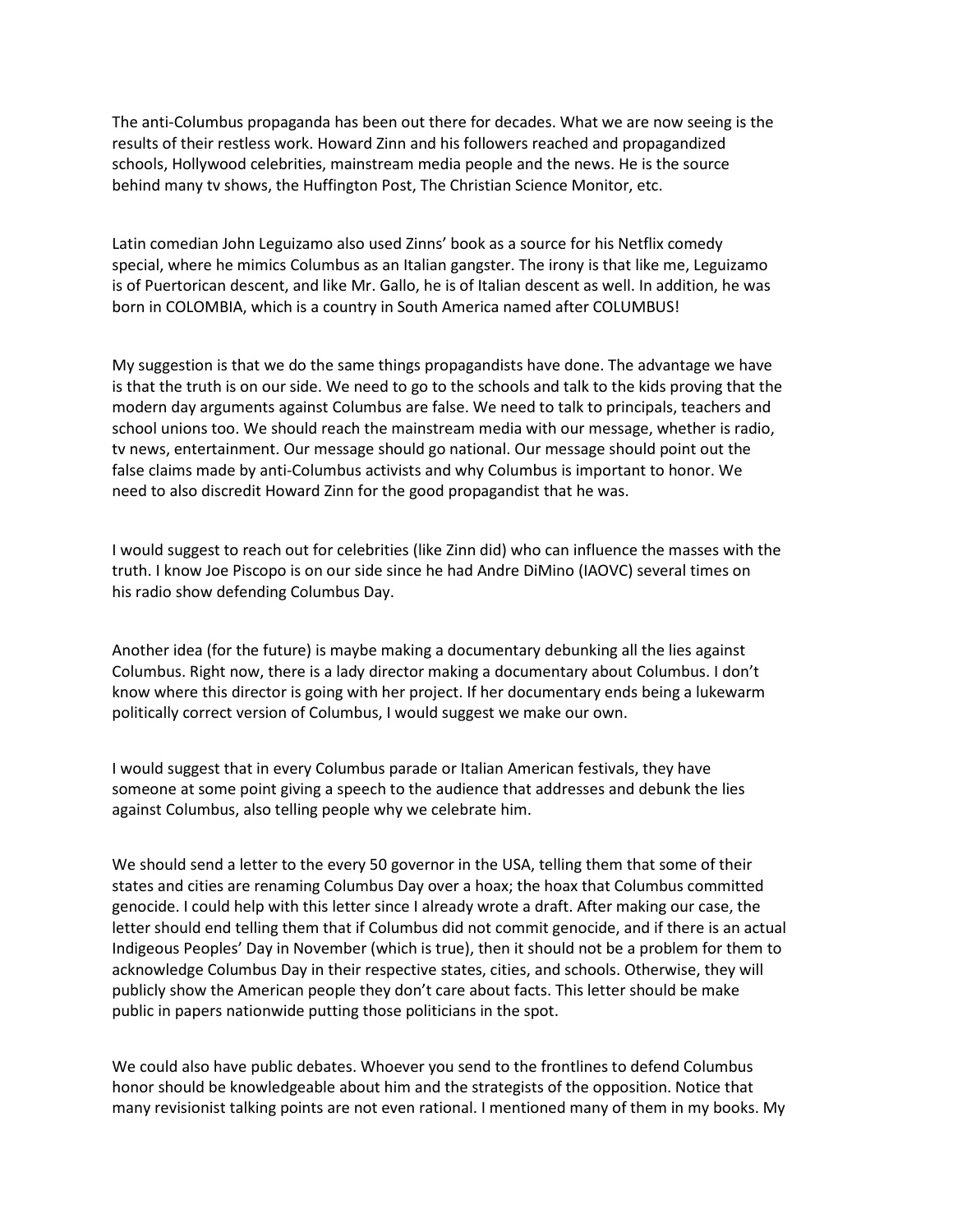The anti-Columbus propaganda has been out there for decades. What we are now seeing is the results of their restless work. Howard Zinn and his followers reached and propagandized schools, Hollywood celebrities, mainstream media people and the news. He is the source behind many tv shows, the Huffington Post, The Christian Science Monitor, etc.

Latin comedian John Leguizamo also used Zinns' book as a source for his Netflix comedy special, where he mimics Columbus as an Italian gangster. The irony is that like me, Leguizamo is of Puertorican descent, and like Mr. Gallo, he is of Italian descent as well. In addition, he was born in COLOMBIA, which is a country in South America named after COLUMBUS!

My suggestion is that we do the same things propagandists have done. The advantage we have is that the truth is on our side. We need to go to the schools and talk to the kids proving that the modern day arguments against Columbus are false. We need to talk to principals, teachers and school unions too. We should reach the mainstream media with our message, whether is radio, tv news, entertainment. Our message should go national. Our message should point out the false claims made by anti-Columbus activists and why Columbus is important to honor. We need to also discredit Howard Zinn for the good propagandist that he was.

I would suggest to reach out for celebrities (like Zinn did) who can influence the masses with the truth. I know Joe Piscopo is on our side since he had Andre DiMino (IAOVC) several times on his radio show defending Columbus Day.

Another idea (for the future) is maybe making a documentary debunking all the lies against Columbus. Right now, there is a lady director making a documentary about Columbus. I don't know where this director is going with her project. If her documentary ends being a lukewarm politically correct version of Columbus, I would suggest we make our own.

I would suggest that in every Columbus parade or Italian American festivals, they have someone at some point giving a speech to the audience that addresses and debunk the lies against Columbus, also telling people why we celebrate him.

We should send a letter to the every 50 governor in the USA, telling them that some of their states and cities are renaming Columbus Day over a hoax; the hoax that Columbus committed genocide. I could help with this letter since I already wrote a draft. After making our case, the letter should end telling them that if Columbus did not commit genocide, and if there is an actual Indigeous Peoples' Day in November (which is true), then it should not be a problem for them to acknowledge Columbus Day in their respective states, cities, and schools. Otherwise, they will publicly show the American people they don't care about facts. This letter should be make public in papers nationwide putting those politicians in the spot.

We could also have public debates. Whoever you send to the frontlines to defend Columbus honor should be knowledgeable about him and the strategists of the opposition. Notice that many revisionist talking points are not even rational. I mentioned many of them in my books. My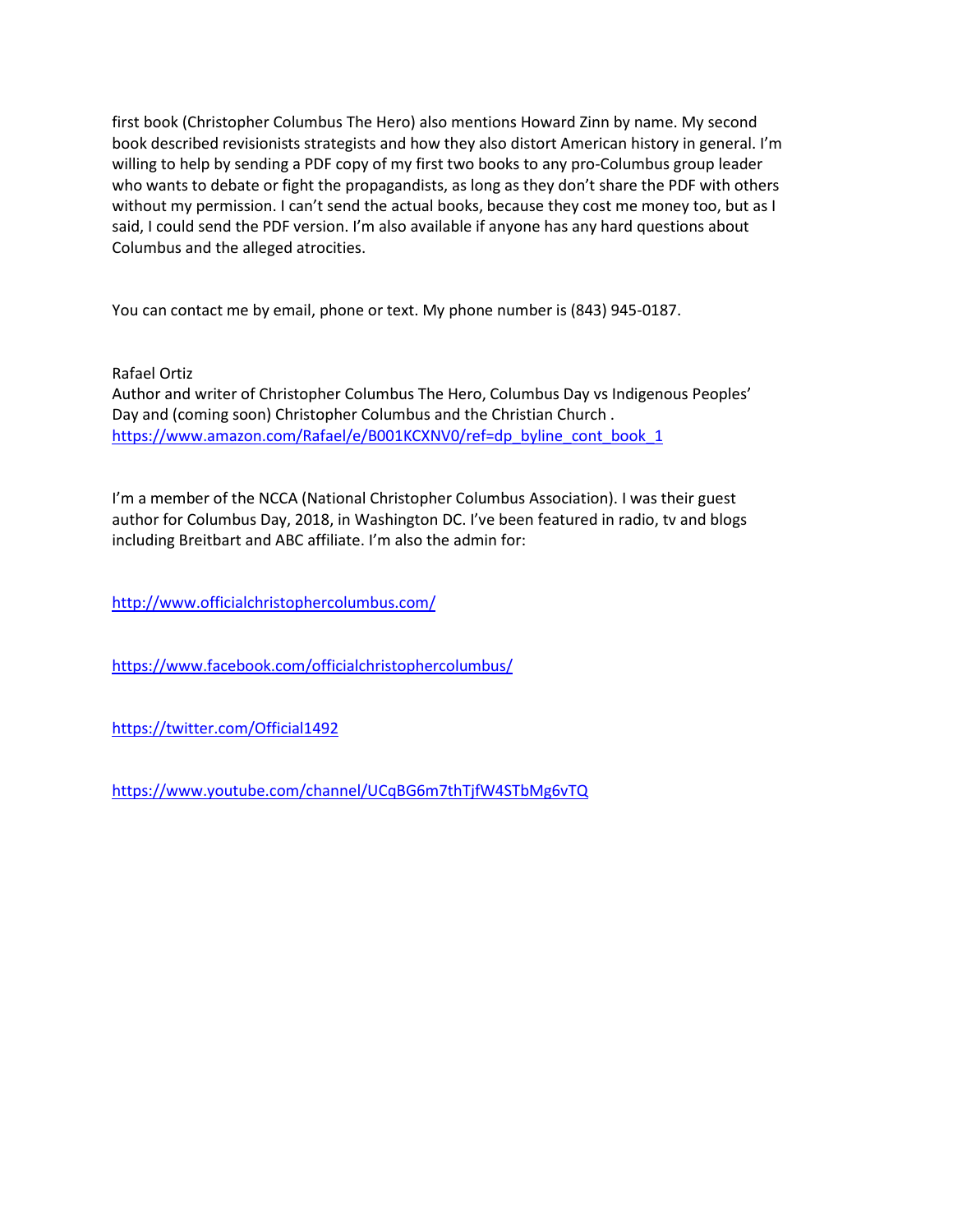first book (Christopher Columbus The Hero) also mentions Howard Zinn by name. My second book described revisionists strategists and how they also distort American history in general. I'm willing to help by sending a PDF copy of my first two books to any pro-Columbus group leader who wants to debate or fight the propagandists, as long as they don't share the PDF with others without my permission. I can't send the actual books, because they cost me money too, but as I said, I could send the PDF version. I'm also available if anyone has any hard questions about Columbus and the alleged atrocities.

You can contact me by email, phone or text. My phone number is (843) 945-0187.

Rafael Ortiz
Author and writer of Christopher Columbus The Hero, Columbus Day vs Indigenous Peoples' Day and (coming soon) Christopher Columbus and the Christian Church .
https://www.amazon.com/Rafael/e/B001KCXNV0/ref=dp_byline_cont_book_1

I'm a member of the NCCA (National Christopher Columbus Association). I was their guest author for Columbus Day, 2018, in Washington DC. I've been featured in radio, tv and blogs including Breitbart and ABC affiliate. I'm also the admin for:

http://www.officialchristophercolumbus.com/

https://www.facebook.com/officialchristophercolumbus/

https://twitter.com/Official1492

https://www.youtube.com/channel/UCqBG6m7thTjfW4STbMg6vTQ